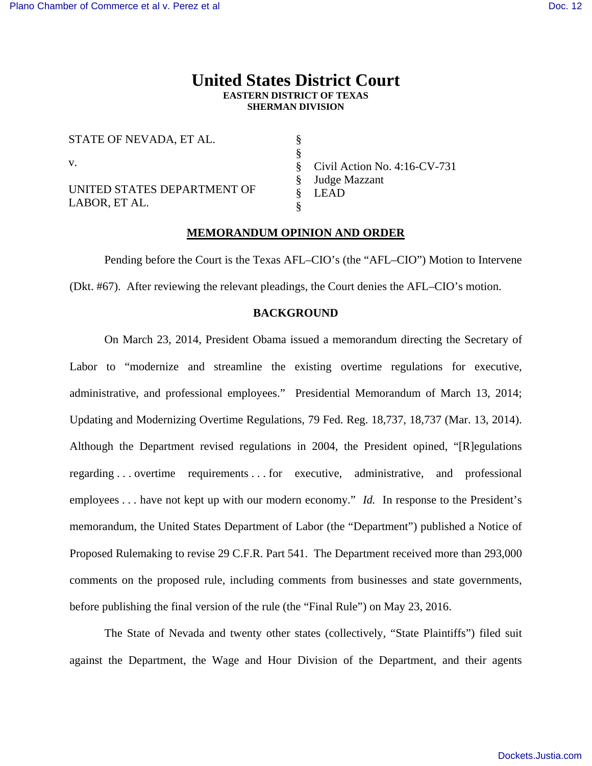# United States District Court
**EASTERN DISTRICT OF TEXAS**
**SHERMAN DIVISION**

| | | |
|---|---|---|
| STATE OF NEVADA, ET AL. | § | |
| | § | |
| v. | § | Civil Action No. 4:16-CV-731 |
| | § | Judge Mazzant |
| UNITED STATES DEPARTMENT OF LABOR, ET AL. | § | LEAD |
| | § | |

## MEMORANDUM OPINION AND ORDER

Pending before the Court is the Texas AFL–CIO's (the "AFL–CIO") Motion to Intervene (Dkt. #67). After reviewing the relevant pleadings, the Court denies the AFL–CIO's motion.

## BACKGROUND

On March 23, 2014, President Obama issued a memorandum directing the Secretary of Labor to "modernize and streamline the existing overtime regulations for executive, administrative, and professional employees." Presidential Memorandum of March 13, 2014; Updating and Modernizing Overtime Regulations, 79 Fed. Reg. 18,737, 18,737 (Mar. 13, 2014). Although the Department revised regulations in 2004, the President opined, "[R]egulations regarding . . . overtime requirements . . . for executive, administrative, and professional employees . . . have not kept up with our modern economy." *Id.* In response to the President's memorandum, the United States Department of Labor (the "Department") published a Notice of Proposed Rulemaking to revise 29 C.F.R. Part 541. The Department received more than 293,000 comments on the proposed rule, including comments from businesses and state governments, before publishing the final version of the rule (the "Final Rule") on May 23, 2016.

The State of Nevada and twenty other states (collectively, "State Plaintiffs") filed suit against the Department, the Wage and Hour Division of the Department, and their agents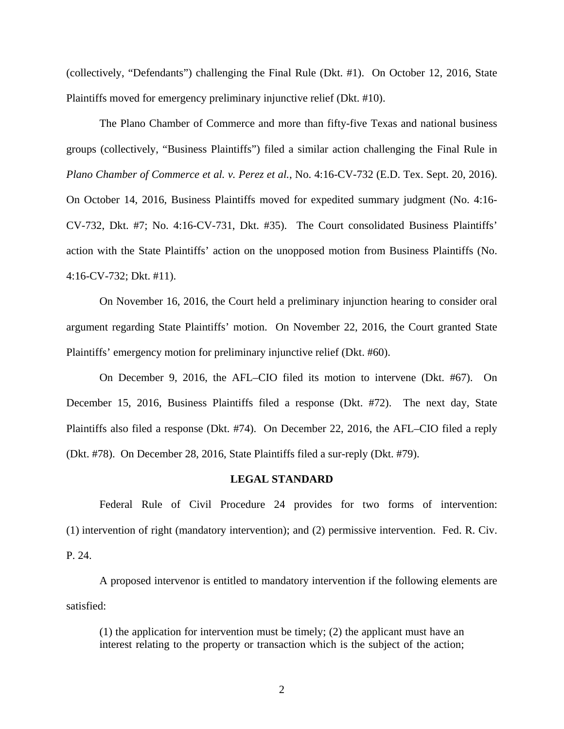(collectively, "Defendants") challenging the Final Rule (Dkt. #1). On October 12, 2016, State Plaintiffs moved for emergency preliminary injunctive relief (Dkt. #10).

The Plano Chamber of Commerce and more than fifty-five Texas and national business groups (collectively, "Business Plaintiffs") filed a similar action challenging the Final Rule in *Plano Chamber of Commerce et al. v. Perez et al.*, No. 4:16-CV-732 (E.D. Tex. Sept. 20, 2016). On October 14, 2016, Business Plaintiffs moved for expedited summary judgment (No. 4:16-CV-732, Dkt. #7; No. 4:16-CV-731, Dkt. #35). The Court consolidated Business Plaintiffs' action with the State Plaintiffs' action on the unopposed motion from Business Plaintiffs (No. 4:16-CV-732; Dkt. #11).

On November 16, 2016, the Court held a preliminary injunction hearing to consider oral argument regarding State Plaintiffs' motion. On November 22, 2016, the Court granted State Plaintiffs' emergency motion for preliminary injunctive relief (Dkt. #60).

On December 9, 2016, the AFL–CIO filed its motion to intervene (Dkt. #67). On December 15, 2016, Business Plaintiffs filed a response (Dkt. #72). The next day, State Plaintiffs also filed a response (Dkt. #74). On December 22, 2016, the AFL–CIO filed a reply (Dkt. #78). On December 28, 2016, State Plaintiffs filed a sur-reply (Dkt. #79).

## LEGAL STANDARD

Federal Rule of Civil Procedure 24 provides for two forms of intervention: (1) intervention of right (mandatory intervention); and (2) permissive intervention. Fed. R. Civ. P. 24.

A proposed intervenor is entitled to mandatory intervention if the following elements are satisfied:

> (1) the application for intervention must be timely; (2) the applicant must have an interest relating to the property or transaction which is the subject of the action;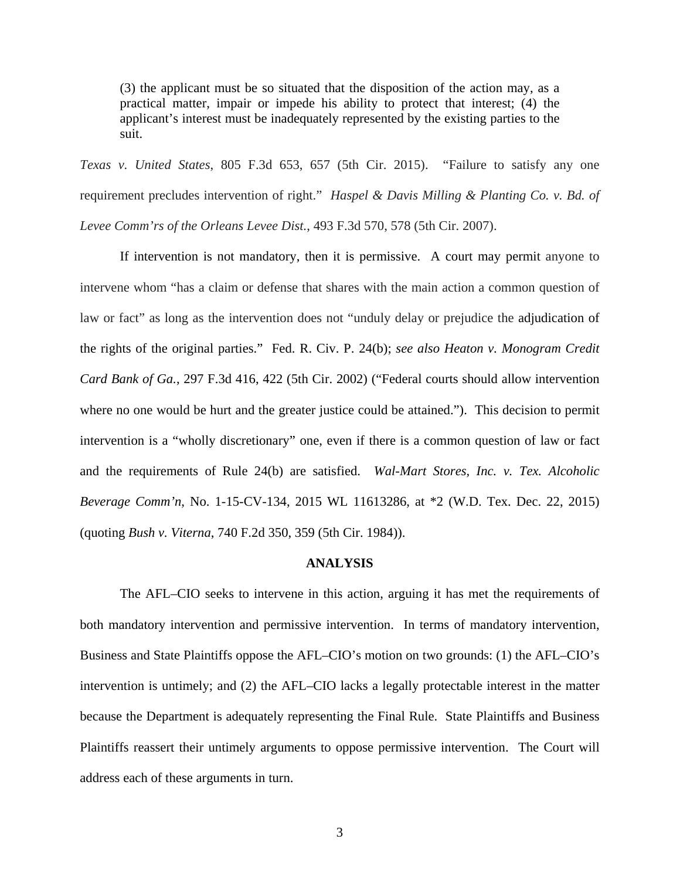> (3) the applicant must be so situated that the disposition of the action may, as a practical matter, impair or impede his ability to protect that interest; (4) the applicant's interest must be inadequately represented by the existing parties to the suit.

*Texas v. United States*, 805 F.3d 653, 657 (5th Cir. 2015). "Failure to satisfy any one requirement precludes intervention of right." *Haspel & Davis Milling & Planting Co. v. Bd. of Levee Comm'rs of the Orleans Levee Dist.*, 493 F.3d 570, 578 (5th Cir. 2007).

If intervention is not mandatory, then it is permissive. A court may permit anyone to intervene whom "has a claim or defense that shares with the main action a common question of law or fact" as long as the intervention does not "unduly delay or prejudice the adjudication of the rights of the original parties." Fed. R. Civ. P. 24(b); *see also Heaton v. Monogram Credit Card Bank of Ga.*, 297 F.3d 416, 422 (5th Cir. 2002) ("Federal courts should allow intervention where no one would be hurt and the greater justice could be attained."). This decision to permit intervention is a "wholly discretionary" one, even if there is a common question of law or fact and the requirements of Rule 24(b) are satisfied. *Wal-Mart Stores, Inc. v. Tex. Alcoholic Beverage Comm'n*, No. 1-15-CV-134, 2015 WL 11613286, at *2 (W.D. Tex. Dec. 22, 2015) (quoting *Bush v. Viterna*, 740 F.2d 350, 359 (5th Cir. 1984)).

## ANALYSIS

The AFL–CIO seeks to intervene in this action, arguing it has met the requirements of both mandatory intervention and permissive intervention. In terms of mandatory intervention, Business and State Plaintiffs oppose the AFL–CIO's motion on two grounds: (1) the AFL–CIO's intervention is untimely; and (2) the AFL–CIO lacks a legally protectable interest in the matter because the Department is adequately representing the Final Rule. State Plaintiffs and Business Plaintiffs reassert their untimely arguments to oppose permissive intervention. The Court will address each of these arguments in turn.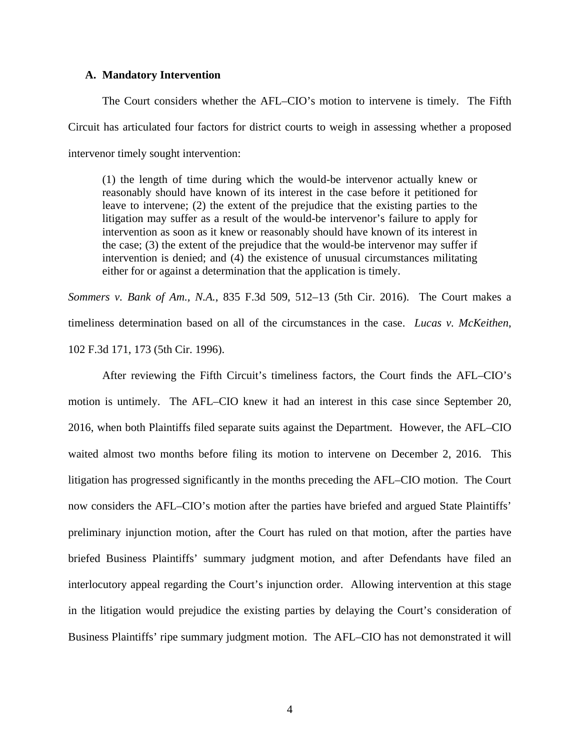### A. Mandatory Intervention

The Court considers whether the AFL–CIO's motion to intervene is timely. The Fifth Circuit has articulated four factors for district courts to weigh in assessing whether a proposed intervenor timely sought intervention:

> (1) the length of time during which the would-be intervenor actually knew or reasonably should have known of its interest in the case before it petitioned for leave to intervene; (2) the extent of the prejudice that the existing parties to the litigation may suffer as a result of the would-be intervenor's failure to apply for intervention as soon as it knew or reasonably should have known of its interest in the case; (3) the extent of the prejudice that the would-be intervenor may suffer if intervention is denied; and (4) the existence of unusual circumstances militating either for or against a determination that the application is timely.

*Sommers v. Bank of Am., N.A.*, 835 F.3d 509, 512–13 (5th Cir. 2016). The Court makes a timeliness determination based on all of the circumstances in the case. *Lucas v. McKeithen*, 102 F.3d 171, 173 (5th Cir. 1996).

After reviewing the Fifth Circuit's timeliness factors, the Court finds the AFL–CIO's motion is untimely. The AFL–CIO knew it had an interest in this case since September 20, 2016, when both Plaintiffs filed separate suits against the Department. However, the AFL–CIO waited almost two months before filing its motion to intervene on December 2, 2016. This litigation has progressed significantly in the months preceding the AFL–CIO motion. The Court now considers the AFL–CIO's motion after the parties have briefed and argued State Plaintiffs' preliminary injunction motion, after the Court has ruled on that motion, after the parties have briefed Business Plaintiffs' summary judgment motion, and after Defendants have filed an interlocutory appeal regarding the Court's injunction order. Allowing intervention at this stage in the litigation would prejudice the existing parties by delaying the Court's consideration of Business Plaintiffs' ripe summary judgment motion. The AFL–CIO has not demonstrated it will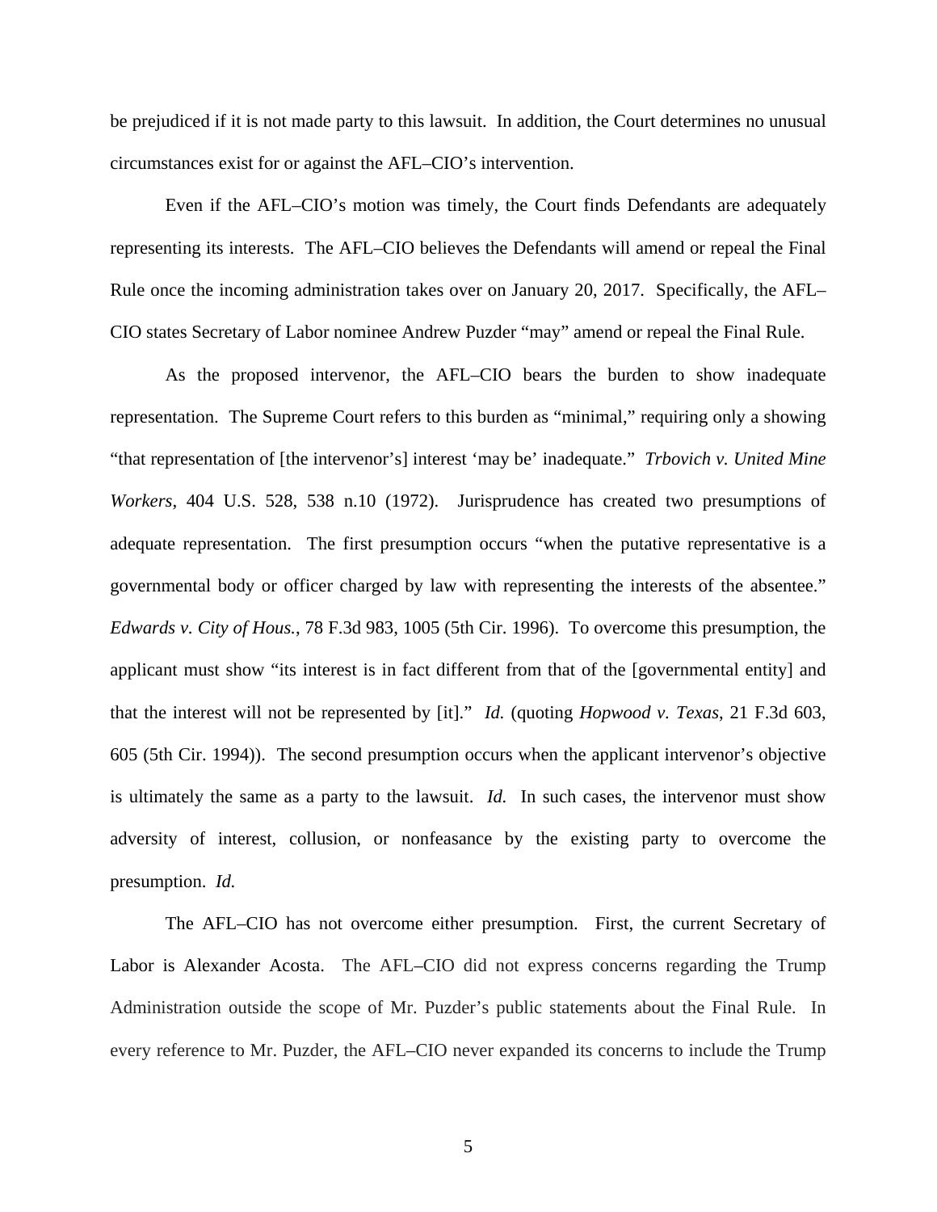be prejudiced if it is not made party to this lawsuit. In addition, the Court determines no unusual circumstances exist for or against the AFL–CIO's intervention.

Even if the AFL–CIO's motion was timely, the Court finds Defendants are adequately representing its interests. The AFL–CIO believes the Defendants will amend or repeal the Final Rule once the incoming administration takes over on January 20, 2017. Specifically, the AFL–CIO states Secretary of Labor nominee Andrew Puzder "may" amend or repeal the Final Rule.

As the proposed intervenor, the AFL–CIO bears the burden to show inadequate representation. The Supreme Court refers to this burden as "minimal," requiring only a showing "that representation of [the intervenor's] interest 'may be' inadequate." *Trbovich v. United Mine Workers*, 404 U.S. 528, 538 n.10 (1972). Jurisprudence has created two presumptions of adequate representation. The first presumption occurs "when the putative representative is a governmental body or officer charged by law with representing the interests of the absentee." *Edwards v. City of Hous.*, 78 F.3d 983, 1005 (5th Cir. 1996). To overcome this presumption, the applicant must show "its interest is in fact different from that of the [governmental entity] and that the interest will not be represented by [it]." *Id.* (quoting *Hopwood v. Texas*, 21 F.3d 603, 605 (5th Cir. 1994)). The second presumption occurs when the applicant intervenor's objective is ultimately the same as a party to the lawsuit. *Id.* In such cases, the intervenor must show adversity of interest, collusion, or nonfeasance by the existing party to overcome the presumption. *Id.*

The AFL–CIO has not overcome either presumption. First, the current Secretary of Labor is Alexander Acosta. The AFL–CIO did not express concerns regarding the Trump Administration outside the scope of Mr. Puzder's public statements about the Final Rule. In every reference to Mr. Puzder, the AFL–CIO never expanded its concerns to include the Trump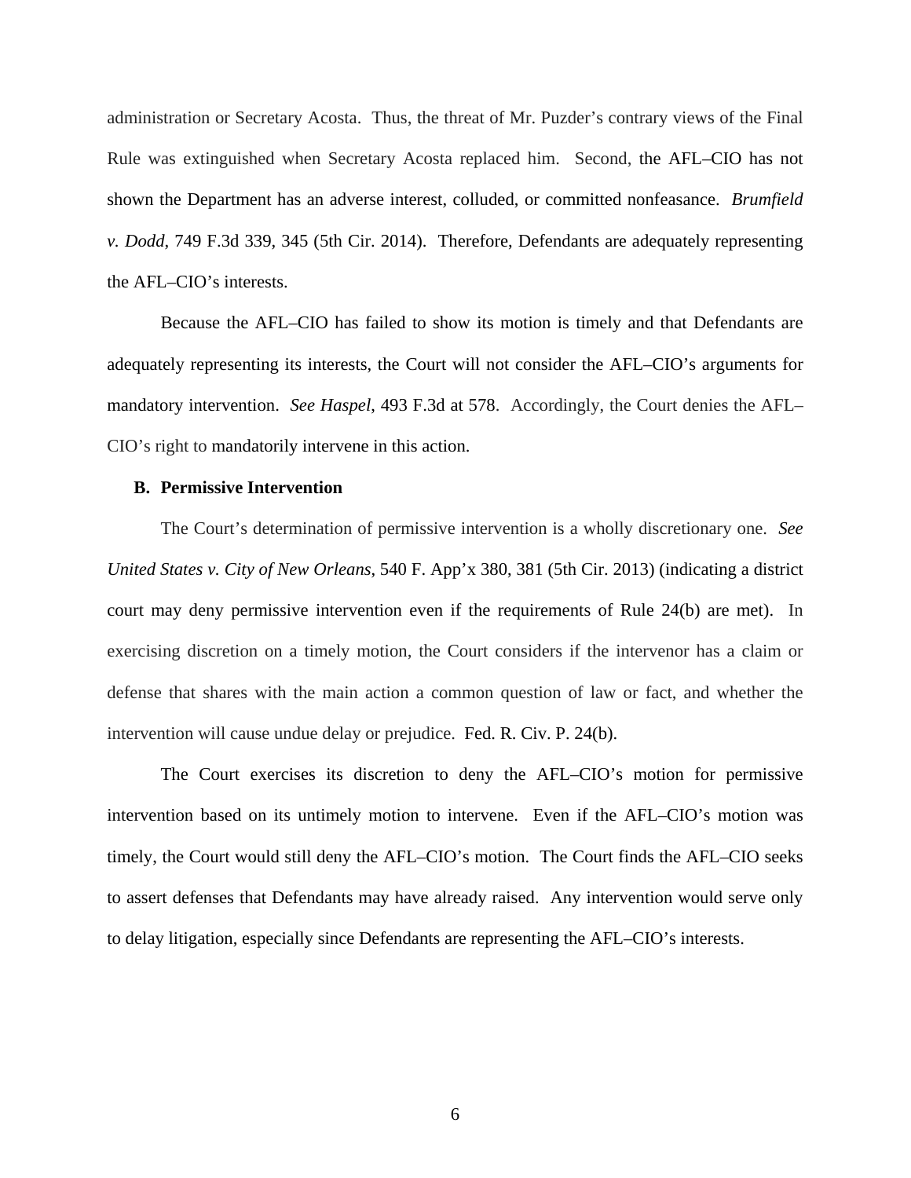administration or Secretary Acosta. Thus, the threat of Mr. Puzder's contrary views of the Final Rule was extinguished when Secretary Acosta replaced him. Second, the AFL–CIO has not shown the Department has an adverse interest, colluded, or committed nonfeasance. *Brumfield v. Dodd*, 749 F.3d 339, 345 (5th Cir. 2014). Therefore, Defendants are adequately representing the AFL–CIO's interests.

Because the AFL–CIO has failed to show its motion is timely and that Defendants are adequately representing its interests, the Court will not consider the AFL–CIO's arguments for mandatory intervention. *See Haspel*, 493 F.3d at 578. Accordingly, the Court denies the AFL–CIO's right to mandatorily intervene in this action.

### B. Permissive Intervention

The Court's determination of permissive intervention is a wholly discretionary one. *See United States v. City of New Orleans*, 540 F. App'x 380, 381 (5th Cir. 2013) (indicating a district court may deny permissive intervention even if the requirements of Rule 24(b) are met). In exercising discretion on a timely motion, the Court considers if the intervenor has a claim or defense that shares with the main action a common question of law or fact, and whether the intervention will cause undue delay or prejudice. Fed. R. Civ. P. 24(b).

The Court exercises its discretion to deny the AFL–CIO's motion for permissive intervention based on its untimely motion to intervene. Even if the AFL–CIO's motion was timely, the Court would still deny the AFL–CIO's motion. The Court finds the AFL–CIO seeks to assert defenses that Defendants may have already raised. Any intervention would serve only to delay litigation, especially since Defendants are representing the AFL–CIO's interests.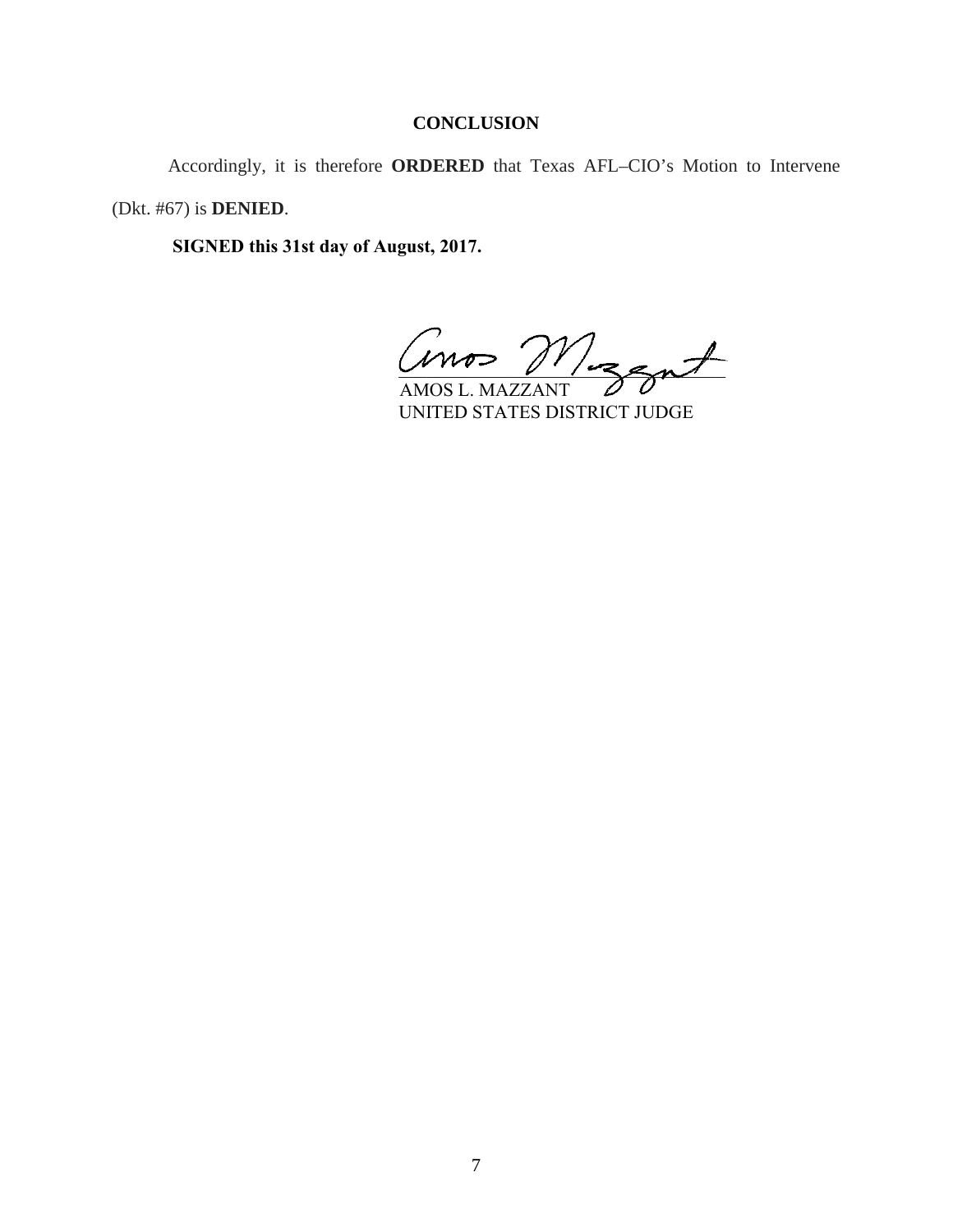**CONCLUSION**

Accordingly, it is therefore **ORDERED** that Texas AFL–CIO's Motion to Intervene (Dkt. #67) is **DENIED**.

**SIGNED this 31st day of August, 2017.**

AMOS L. MAZZANT
UNITED STATES DISTRICT JUDGE